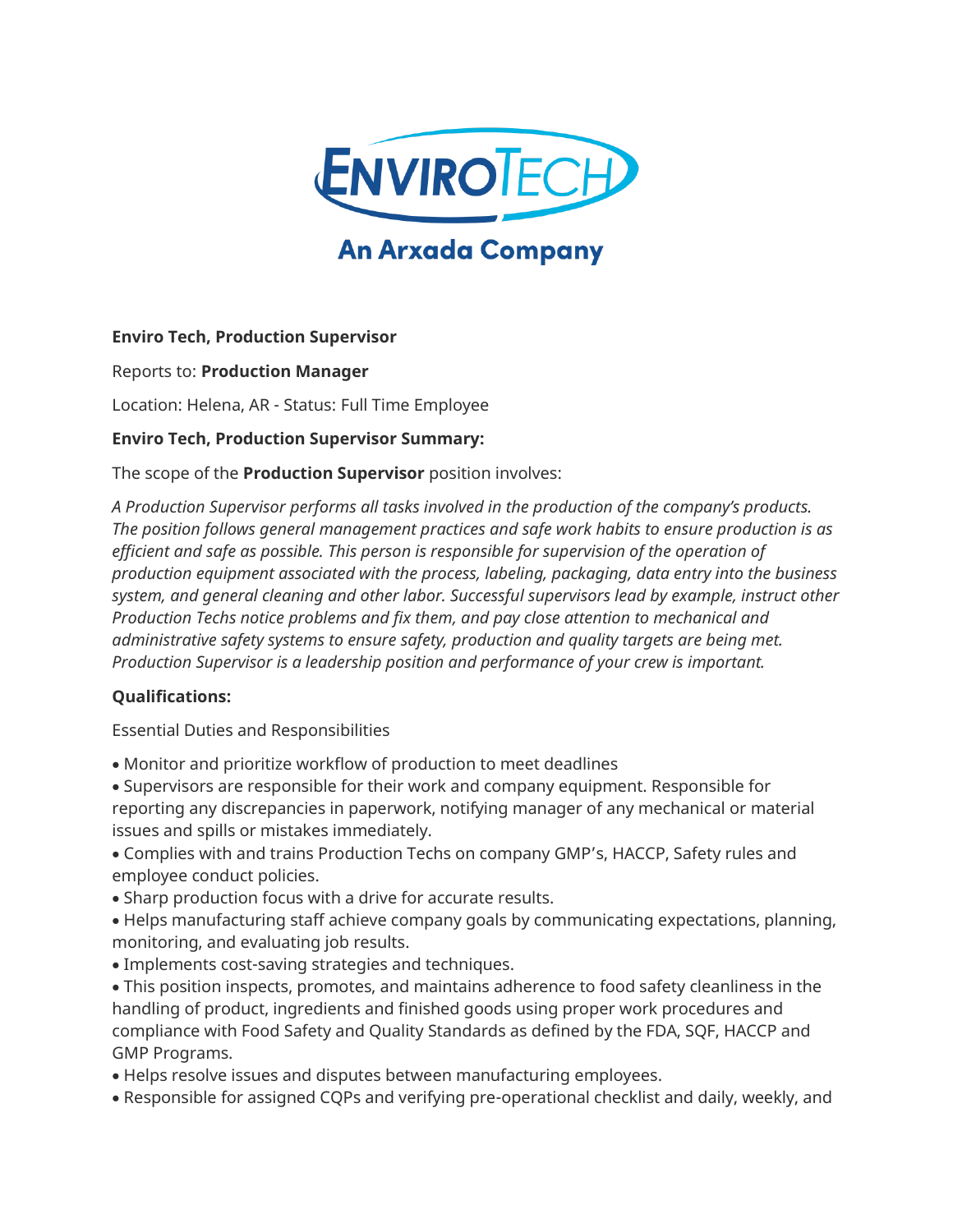**Enviro Tech, Production Supervisor**

Reports to: **Production Manager**

Location: Helena, AR - Status: Full Time Employee

**Enviro Tech, Production Supervisor Summary:**

The scope of the **Production Supervisor** position involves:

*A Production Supervisor performs all tasks involved in the production of the company's products. The position follows general management practices and safe work habits to ensure production is as efficient and safe as possible. This person is responsible for supervision of the operation of production equipment associated with the process, labeling, packaging, data entry into the business system, and general cleaning and other labor. Successful supervisors lead by example, instruct other Production Techs notice problems and fix them, and pay close attention to mechanical and administrative safety systems to ensure safety, production and quality targets are being met. Production Supervisor is a leadership position and performance of your crew is important.*

**Qualifications:**

Essential Duties and Responsibilities

- Monitor and prioritize workflow of production to meet deadlines
- Supervisors are responsible for their work and company equipment. Responsible for reporting any discrepancies in paperwork, notifying manager of any mechanical or material issues and spills or mistakes immediately.
- Complies with and trains Production Techs on company GMP's, HACCP, Safety rules and employee conduct policies.
- Sharp production focus with a drive for accurate results.
- Helps manufacturing staff achieve company goals by communicating expectations, planning, monitoring, and evaluating job results.
- Implements cost-saving strategies and techniques.
- This position inspects, promotes, and maintains adherence to food safety cleanliness in the handling of product, ingredients and finished goods using proper work procedures and compliance with Food Safety and Quality Standards as defined by the FDA, SQF, HACCP and GMP Programs.
- Helps resolve issues and disputes between manufacturing employees.
- Responsible for assigned CQPs and verifying pre-operational checklist and daily, weekly, and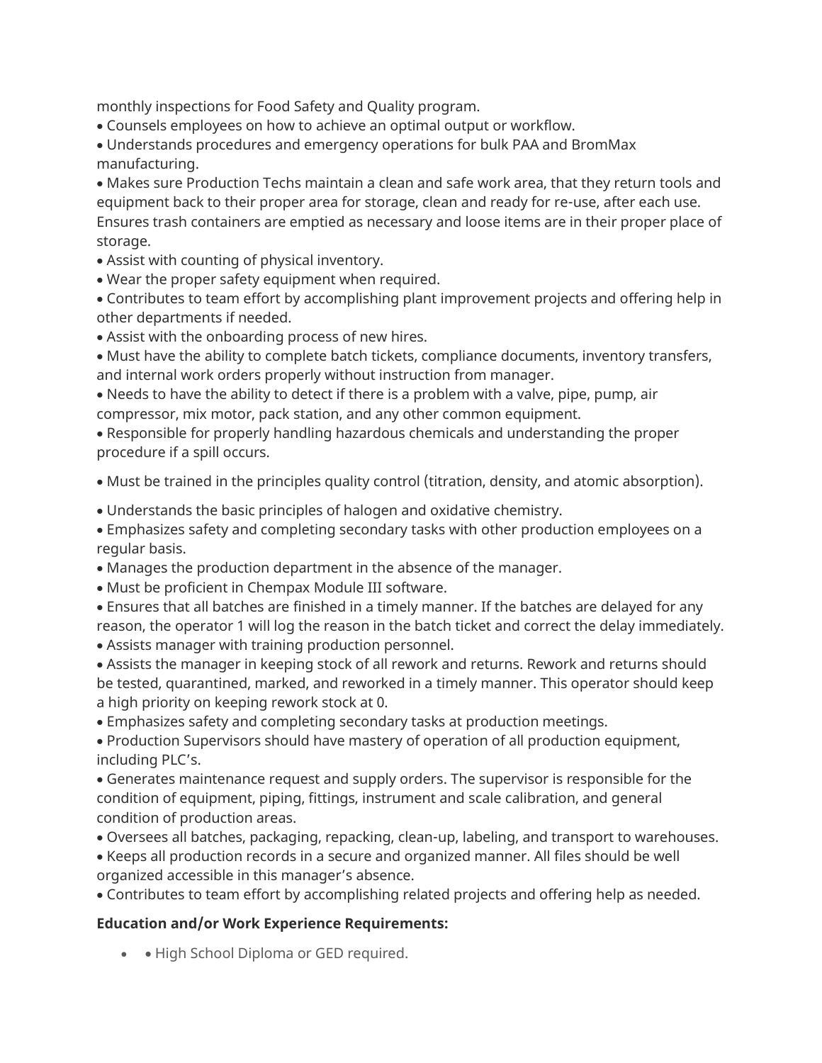monthly inspections for Food Safety and Quality program.

- Counsels employees on how to achieve an optimal output or workflow.
- Understands procedures and emergency operations for bulk PAA and BromMax manufacturing.
- Makes sure Production Techs maintain a clean and safe work area, that they return tools and equipment back to their proper area for storage, clean and ready for re-use, after each use. Ensures trash containers are emptied as necessary and loose items are in their proper place of storage.
- Assist with counting of physical inventory.
- Wear the proper safety equipment when required.
- Contributes to team effort by accomplishing plant improvement projects and offering help in other departments if needed.
- Assist with the onboarding process of new hires.
- Must have the ability to complete batch tickets, compliance documents, inventory transfers, and internal work orders properly without instruction from manager.
- Needs to have the ability to detect if there is a problem with a valve, pipe, pump, air compressor, mix motor, pack station, and any other common equipment.
- Responsible for properly handling hazardous chemicals and understanding the proper procedure if a spill occurs.
- Must be trained in the principles quality control (titration, density, and atomic absorption).
- Understands the basic principles of halogen and oxidative chemistry.
- Emphasizes safety and completing secondary tasks with other production employees on a regular basis.
- Manages the production department in the absence of the manager.
- Must be proficient in Chempax Module III software.
- Ensures that all batches are finished in a timely manner. If the batches are delayed for any reason, the operator 1 will log the reason in the batch ticket and correct the delay immediately.
- Assists manager with training production personnel.
- Assists the manager in keeping stock of all rework and returns. Rework and returns should be tested, quarantined, marked, and reworked in a timely manner. This operator should keep a high priority on keeping rework stock at 0.
- Emphasizes safety and completing secondary tasks at production meetings.
- Production Supervisors should have mastery of operation of all production equipment, including PLC's.
- Generates maintenance request and supply orders. The supervisor is responsible for the condition of equipment, piping, fittings, instrument and scale calibration, and general condition of production areas.
- Oversees all batches, packaging, repacking, clean-up, labeling, and transport to warehouses.
- Keeps all production records in a secure and organized manner. All files should be well organized accessible in this manager's absence.
- Contributes to team effort by accomplishing related projects and offering help as needed.

**Education and/or Work Experience Requirements:**

- • High School Diploma or GED required.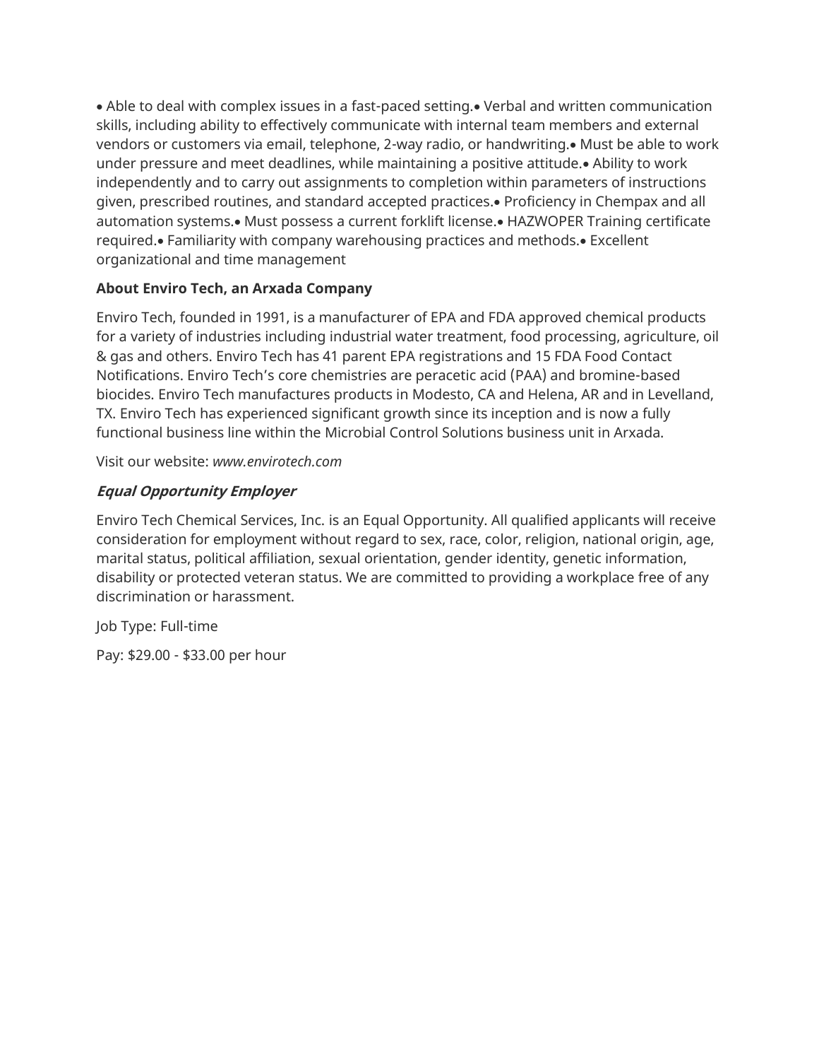• Able to deal with complex issues in a fast-paced setting.• Verbal and written communication skills, including ability to effectively communicate with internal team members and external vendors or customers via email, telephone, 2-way radio, or handwriting.• Must be able to work under pressure and meet deadlines, while maintaining a positive attitude.• Ability to work independently and to carry out assignments to completion within parameters of instructions given, prescribed routines, and standard accepted practices.• Proficiency in Chempax and all automation systems.• Must possess a current forklift license.• HAZWOPER Training certificate required.• Familiarity with company warehousing practices and methods.• Excellent organizational and time management

**About Enviro Tech, an Arxada Company**

Enviro Tech, founded in 1991, is a manufacturer of EPA and FDA approved chemical products for a variety of industries including industrial water treatment, food processing, agriculture, oil & gas and others. Enviro Tech has 41 parent EPA registrations and 15 FDA Food Contact Notifications. Enviro Tech's core chemistries are peracetic acid (PAA) and bromine-based biocides. Enviro Tech manufactures products in Modesto, CA and Helena, AR and in Levelland, TX. Enviro Tech has experienced significant growth since its inception and is now a fully functional business line within the Microbial Control Solutions business unit in Arxada.

Visit our website: *www.envirotech.com*

***Equal Opportunity Employer***

Enviro Tech Chemical Services, Inc. is an Equal Opportunity. All qualified applicants will receive consideration for employment without regard to sex, race, color, religion, national origin, age, marital status, political affiliation, sexual orientation, gender identity, genetic information, disability or protected veteran status. We are committed to providing a workplace free of any discrimination or harassment.

Job Type: Full-time

Pay: $29.00 - $33.00 per hour